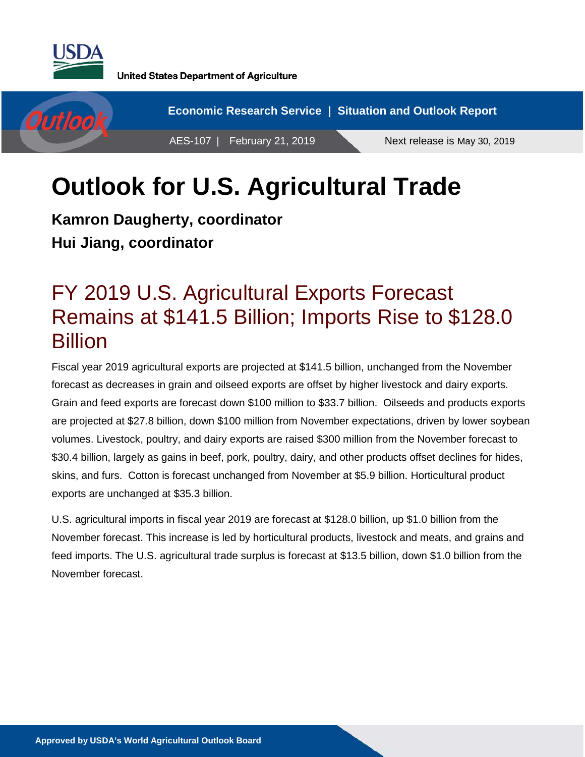United States Department of Agriculture

Economic Research Service | Situation and Outlook Report

AES-107 | February 21, 2019

Next release is May 30, 2019

# Outlook for U.S. Agricultural Trade

**Kamron Daugherty, coordinator**

**Hui Jiang, coordinator**

## FY 2019 U.S. Agricultural Exports Forecast Remains at $141.5 Billion; Imports Rise to $128.0 Billion

Fiscal year 2019 agricultural exports are projected at $141.5 billion, unchanged from the November forecast as decreases in grain and oilseed exports are offset by higher livestock and dairy exports. Grain and feed exports are forecast down $100 million to $33.7 billion. Oilseeds and products exports are projected at $27.8 billion, down $100 million from November expectations, driven by lower soybean volumes. Livestock, poultry, and dairy exports are raised $300 million from the November forecast to $30.4 billion, largely as gains in beef, pork, poultry, dairy, and other products offset declines for hides, skins, and furs. Cotton is forecast unchanged from November at $5.9 billion. Horticultural product exports are unchanged at $35.3 billion.

U.S. agricultural imports in fiscal year 2019 are forecast at $128.0 billion, up $1.0 billion from the November forecast. This increase is led by horticultural products, livestock and meats, and grains and feed imports. The U.S. agricultural trade surplus is forecast at $13.5 billion, down $1.0 billion from the November forecast.

Approved by USDA's World Agricultural Outlook Board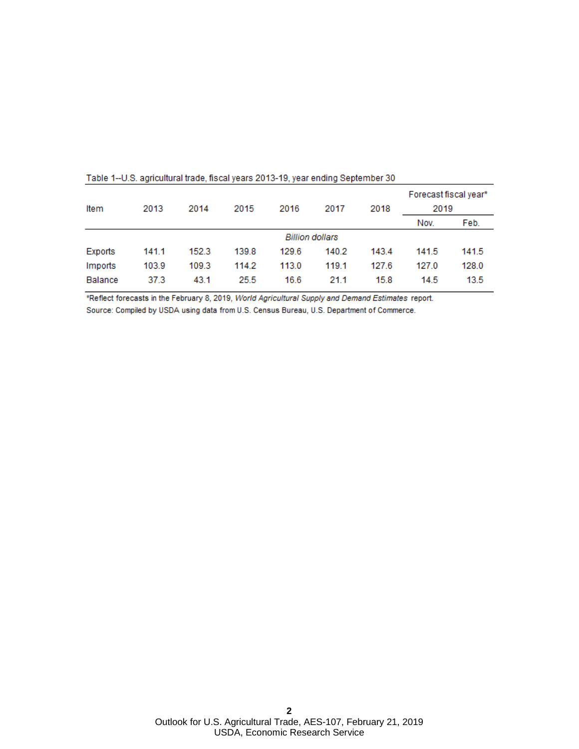Table 1--U.S. agricultural trade, fiscal years 2013-19, year ending September 30

| Item | 2013 | 2014 | 2015 | 2016 | 2017 | 2018 | Forecast fiscal year* 2019 | |
|---|---|---|---|---|---|---|---|---|
| | | | | | | | Nov. | Feb. |
| | *Billion dollars* | | | | | | | |
| Exports | 141.1 | 152.3 | 139.8 | 129.6 | 140.2 | 143.4 | 141.5 | 141.5 |
| Imports | 103.9 | 109.3 | 114.2 | 113.0 | 119.1 | 127.6 | 127.0 | 128.0 |
| Balance | 37.3 | 43.1 | 25.5 | 16.6 | 21.1 | 15.8 | 14.5 | 13.5 |

*Reflect forecasts in the February 8, 2019, *World Agricultural Supply and Demand Estimates* report.

Source: Compiled by USDA using data from U.S. Census Bureau, U.S. Department of Commerce.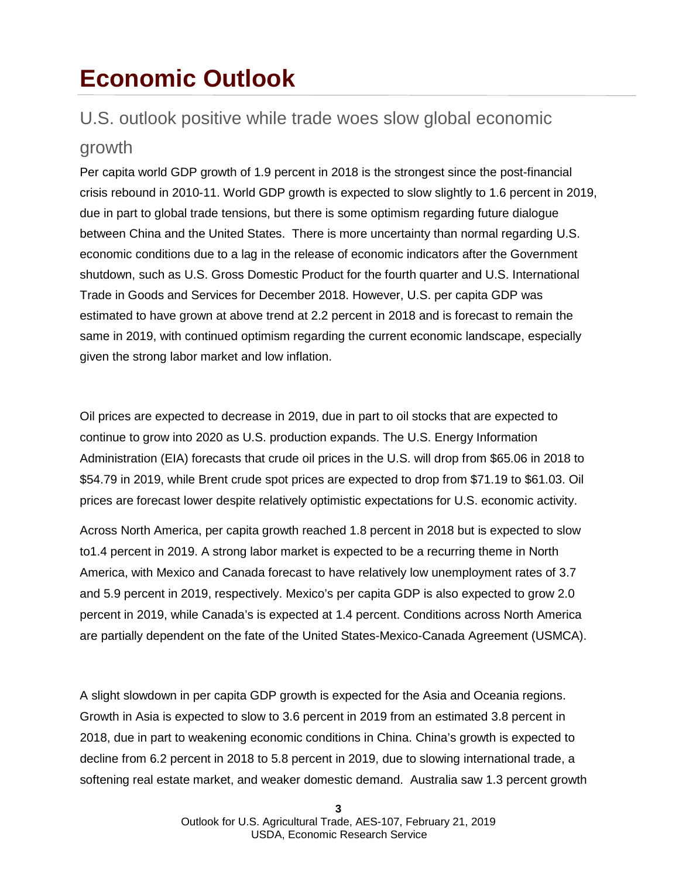# Economic Outlook

## U.S. outlook positive while trade woes slow global economic growth

Per capita world GDP growth of 1.9 percent in 2018 is the strongest since the post-financial crisis rebound in 2010-11. World GDP growth is expected to slow slightly to 1.6 percent in 2019, due in part to global trade tensions, but there is some optimism regarding future dialogue between China and the United States. There is more uncertainty than normal regarding U.S. economic conditions due to a lag in the release of economic indicators after the Government shutdown, such as U.S. Gross Domestic Product for the fourth quarter and U.S. International Trade in Goods and Services for December 2018. However, U.S. per capita GDP was estimated to have grown at above trend at 2.2 percent in 2018 and is forecast to remain the same in 2019, with continued optimism regarding the current economic landscape, especially given the strong labor market and low inflation.

Oil prices are expected to decrease in 2019, due in part to oil stocks that are expected to continue to grow into 2020 as U.S. production expands. The U.S. Energy Information Administration (EIA) forecasts that crude oil prices in the U.S. will drop from $65.06 in 2018 to $54.79 in 2019, while Brent crude spot prices are expected to drop from $71.19 to $61.03. Oil prices are forecast lower despite relatively optimistic expectations for U.S. economic activity.

Across North America, per capita growth reached 1.8 percent in 2018 but is expected to slow to1.4 percent in 2019. A strong labor market is expected to be a recurring theme in North America, with Mexico and Canada forecast to have relatively low unemployment rates of 3.7 and 5.9 percent in 2019, respectively. Mexico's per capita GDP is also expected to grow 2.0 percent in 2019, while Canada's is expected at 1.4 percent. Conditions across North America are partially dependent on the fate of the United States-Mexico-Canada Agreement (USMCA).

A slight slowdown in per capita GDP growth is expected for the Asia and Oceania regions. Growth in Asia is expected to slow to 3.6 percent in 2019 from an estimated 3.8 percent in 2018, due in part to weakening economic conditions in China. China's growth is expected to decline from 6.2 percent in 2018 to 5.8 percent in 2019, due to slowing international trade, a softening real estate market, and weaker domestic demand. Australia saw 1.3 percent growth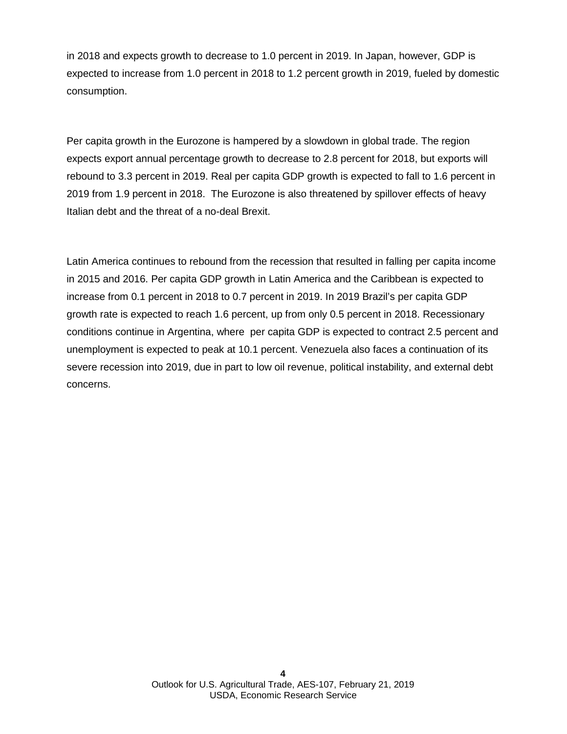in 2018 and expects growth to decrease to 1.0 percent in 2019. In Japan, however, GDP is expected to increase from 1.0 percent in 2018 to 1.2 percent growth in 2019, fueled by domestic consumption.

Per capita growth in the Eurozone is hampered by a slowdown in global trade. The region expects export annual percentage growth to decrease to 2.8 percent for 2018, but exports will rebound to 3.3 percent in 2019. Real per capita GDP growth is expected to fall to 1.6 percent in 2019 from 1.9 percent in 2018. The Eurozone is also threatened by spillover effects of heavy Italian debt and the threat of a no-deal Brexit.

Latin America continues to rebound from the recession that resulted in falling per capita income in 2015 and 2016. Per capita GDP growth in Latin America and the Caribbean is expected to increase from 0.1 percent in 2018 to 0.7 percent in 2019. In 2019 Brazil's per capita GDP growth rate is expected to reach 1.6 percent, up from only 0.5 percent in 2018. Recessionary conditions continue in Argentina, where per capita GDP is expected to contract 2.5 percent and unemployment is expected to peak at 10.1 percent. Venezuela also faces a continuation of its severe recession into 2019, due in part to low oil revenue, political instability, and external debt concerns.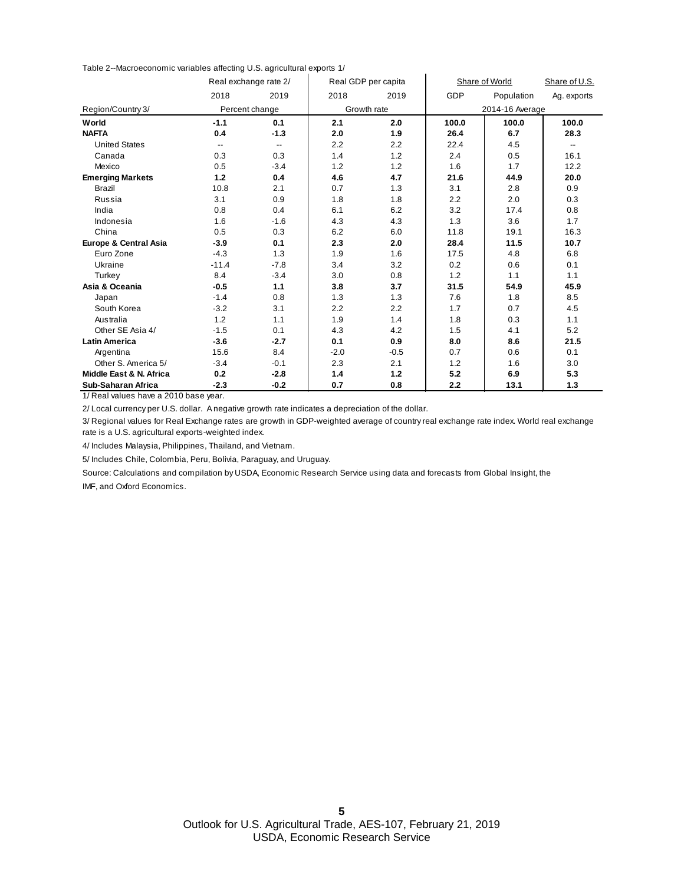Table 2--Macroeconomic variables affecting U.S. agricultural exports 1/

| Region/Country 3/ | Real exchange rate 2/ | | Real GDP per capita | | Share of World | | Share of U.S. |
|---|---|---|---|---|---|---|---|
| | 2018 | 2019 | 2018 | 2019 | GDP | Population | Ag. exports |
| | Percent change | | Growth rate | | 2014-16 Average | | |
| **World** | **-1.1** | **0.1** | **2.1** | **2.0** | **100.0** | **100.0** | **100.0** |
| **NAFTA** | **0.4** | **-1.3** | **2.0** | **1.9** | **26.4** | **6.7** | **28.3** |
| United States | -- | -- | 2.2 | 2.2 | 22.4 | 4.5 | -- |
| Canada | 0.3 | 0.3 | 1.4 | 1.2 | 2.4 | 0.5 | 16.1 |
| Mexico | 0.5 | -3.4 | 1.2 | 1.2 | 1.6 | 1.7 | 12.2 |
| **Emerging Markets** | **1.2** | **0.4** | **4.6** | **4.7** | **21.6** | **44.9** | **20.0** |
| Brazil | 10.8 | 2.1 | 0.7 | 1.3 | 3.1 | 2.8 | 0.9 |
| Russia | 3.1 | 0.9 | 1.8 | 1.8 | 2.2 | 2.0 | 0.3 |
| India | 0.8 | 0.4 | 6.1 | 6.2 | 3.2 | 17.4 | 0.8 |
| Indonesia | 1.6 | -1.6 | 4.3 | 4.3 | 1.3 | 3.6 | 1.7 |
| China | 0.5 | 0.3 | 6.2 | 6.0 | 11.8 | 19.1 | 16.3 |
| **Europe & Central Asia** | **-3.9** | **0.1** | **2.3** | **2.0** | **28.4** | **11.5** | **10.7** |
| Euro Zone | -4.3 | 1.3 | 1.9 | 1.6 | 17.5 | 4.8 | 6.8 |
| Ukraine | -11.4 | -7.8 | 3.4 | 3.2 | 0.2 | 0.6 | 0.1 |
| Turkey | 8.4 | -3.4 | 3.0 | 0.8 | 1.2 | 1.1 | 1.1 |
| **Asia & Oceania** | **-0.5** | **1.1** | **3.8** | **3.7** | **31.5** | **54.9** | **45.9** |
| Japan | -1.4 | 0.8 | 1.3 | 1.3 | 7.6 | 1.8 | 8.5 |
| South Korea | -3.2 | 3.1 | 2.2 | 2.2 | 1.7 | 0.7 | 4.5 |
| Australia | 1.2 | 1.1 | 1.9 | 1.4 | 1.8 | 0.3 | 1.1 |
| Other SE Asia 4/ | -1.5 | 0.1 | 4.3 | 4.2 | 1.5 | 4.1 | 5.2 |
| **Latin America** | **-3.6** | **-2.7** | **0.1** | **0.9** | **8.0** | **8.6** | **21.5** |
| Argentina | 15.6 | 8.4 | -2.0 | -0.5 | 0.7 | 0.6 | 0.1 |
| Other S. America 5/ | -3.4 | -0.1 | 2.3 | 2.1 | 1.2 | 1.6 | 3.0 |
| **Middle East & N. Africa** | **0.2** | **-2.8** | **1.4** | **1.2** | **5.2** | **6.9** | **5.3** |
| **Sub-Saharan Africa** | **-2.3** | **-0.2** | **0.7** | **0.8** | **2.2** | **13.1** | **1.3** |

1/ Real values have a 2010 base year.

2/ Local currency per U.S. dollar. A negative growth rate indicates a depreciation of the dollar.

3/ Regional values for Real Exchange rates are growth in GDP-weighted average of country real exchange rate index. World real exchange rate is a U.S. agricultural exports-weighted index.

4/ Includes Malaysia, Philippines, Thailand, and Vietnam.

5/ Includes Chile, Colombia, Peru, Bolivia, Paraguay, and Uruguay.

Source: Calculations and compilation by USDA, Economic Research Service using data and forecasts from Global Insight, the IMF, and Oxford Economics.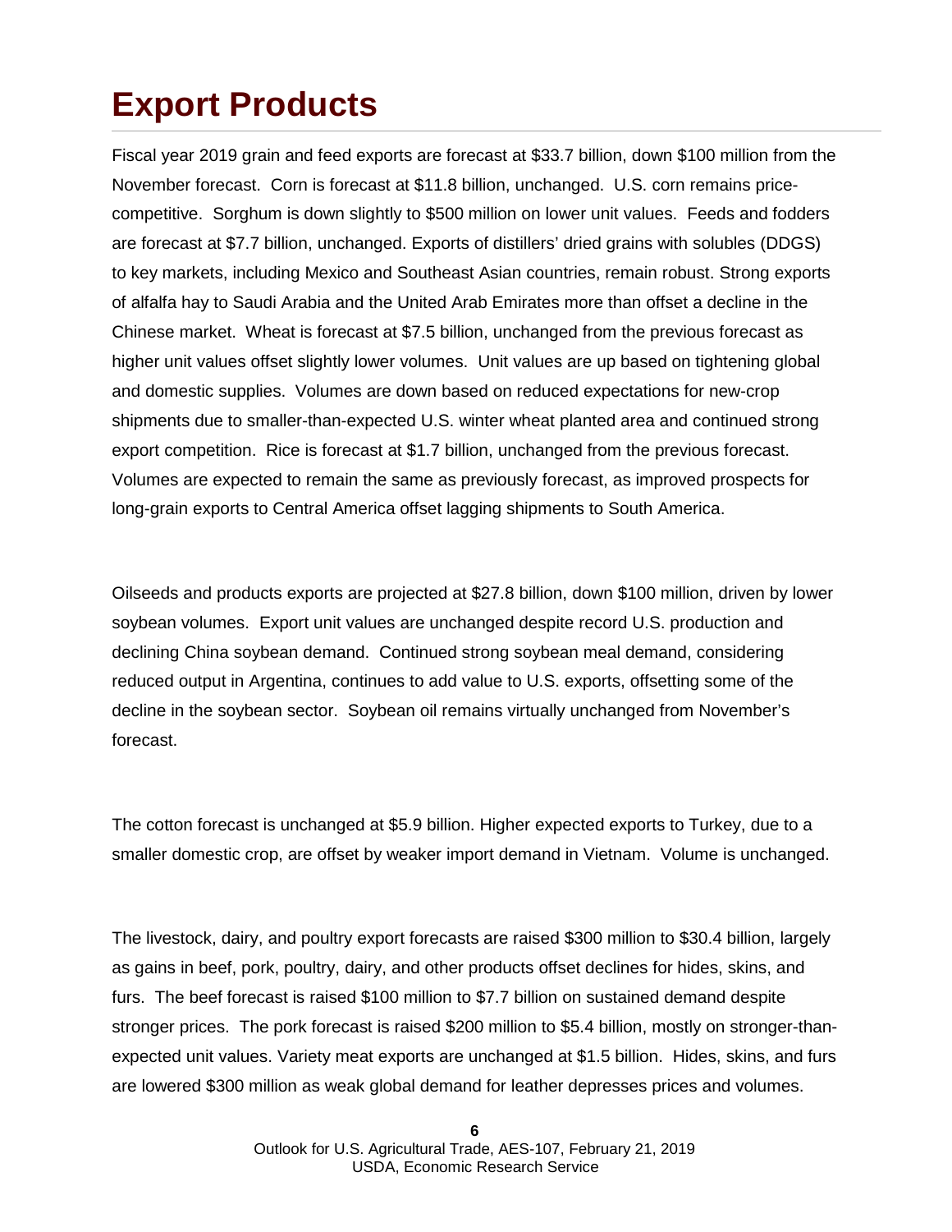# Export Products

Fiscal year 2019 grain and feed exports are forecast at $33.7 billion, down $100 million from the November forecast. Corn is forecast at $11.8 billion, unchanged. U.S. corn remains price-competitive. Sorghum is down slightly to $500 million on lower unit values. Feeds and fodders are forecast at $7.7 billion, unchanged. Exports of distillers' dried grains with solubles (DDGS) to key markets, including Mexico and Southeast Asian countries, remain robust. Strong exports of alfalfa hay to Saudi Arabia and the United Arab Emirates more than offset a decline in the Chinese market. Wheat is forecast at $7.5 billion, unchanged from the previous forecast as higher unit values offset slightly lower volumes. Unit values are up based on tightening global and domestic supplies. Volumes are down based on reduced expectations for new-crop shipments due to smaller-than-expected U.S. winter wheat planted area and continued strong export competition. Rice is forecast at $1.7 billion, unchanged from the previous forecast. Volumes are expected to remain the same as previously forecast, as improved prospects for long-grain exports to Central America offset lagging shipments to South America.

Oilseeds and products exports are projected at $27.8 billion, down $100 million, driven by lower soybean volumes. Export unit values are unchanged despite record U.S. production and declining China soybean demand. Continued strong soybean meal demand, considering reduced output in Argentina, continues to add value to U.S. exports, offsetting some of the decline in the soybean sector. Soybean oil remains virtually unchanged from November's forecast.

The cotton forecast is unchanged at $5.9 billion. Higher expected exports to Turkey, due to a smaller domestic crop, are offset by weaker import demand in Vietnam. Volume is unchanged.

The livestock, dairy, and poultry export forecasts are raised $300 million to $30.4 billion, largely as gains in beef, pork, poultry, dairy, and other products offset declines for hides, skins, and furs. The beef forecast is raised $100 million to $7.7 billion on sustained demand despite stronger prices. The pork forecast is raised $200 million to $5.4 billion, mostly on stronger-than-expected unit values. Variety meat exports are unchanged at $1.5 billion. Hides, skins, and furs are lowered $300 million as weak global demand for leather depresses prices and volumes.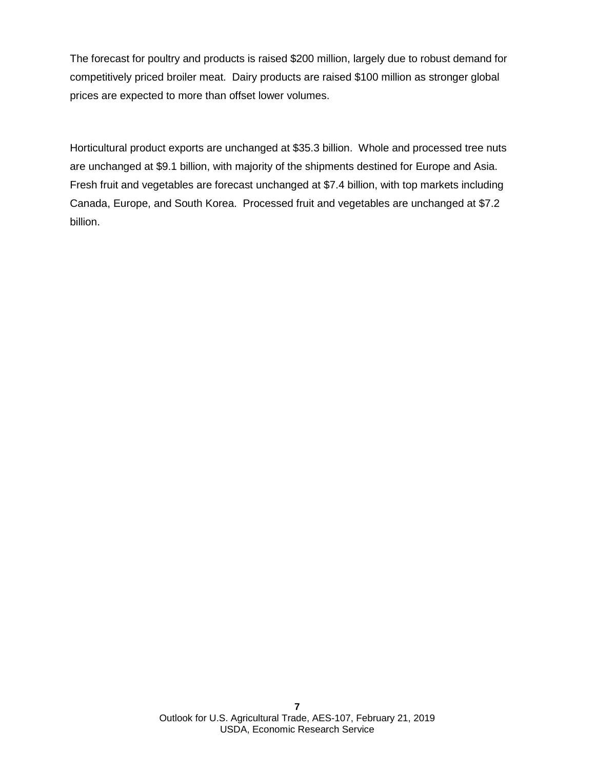The forecast for poultry and products is raised $200 million, largely due to robust demand for competitively priced broiler meat. Dairy products are raised $100 million as stronger global prices are expected to more than offset lower volumes.

Horticultural product exports are unchanged at $35.3 billion. Whole and processed tree nuts are unchanged at $9.1 billion, with majority of the shipments destined for Europe and Asia. Fresh fruit and vegetables are forecast unchanged at $7.4 billion, with top markets including Canada, Europe, and South Korea. Processed fruit and vegetables are unchanged at $7.2 billion.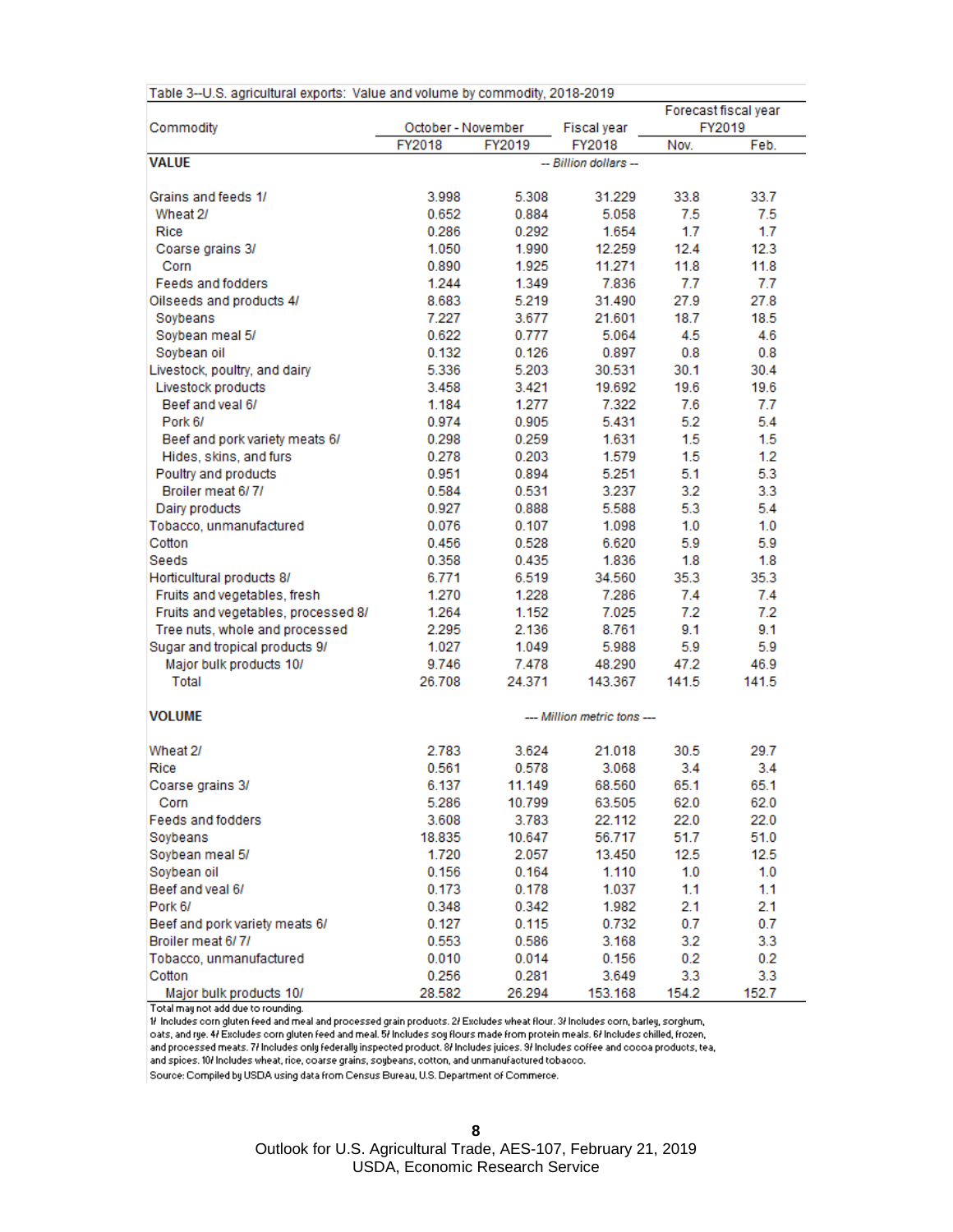Table 3--U.S. agricultural exports: Value and volume by commodity, 2018-2019

| Commodity | October - November | | Fiscal year | Forecast fiscal year FY2019 | |
|---|---|---|---|---|---|
| | FY2018 | FY2019 | FY2018 | Nov. | Feb. |
| **VALUE** | -- *Billion dollars* -- | | | | |
| Grains and feeds 1/ | 3.998 | 5.308 | 31.229 | 33.8 | 33.7 |
| Wheat 2/ | 0.652 | 0.884 | 5.058 | 7.5 | 7.5 |
| Rice | 0.286 | 0.292 | 1.654 | 1.7 | 1.7 |
| Coarse grains 3/ | 1.050 | 1.990 | 12.259 | 12.4 | 12.3 |
| Corn | 0.890 | 1.925 | 11.271 | 11.8 | 11.8 |
| Feeds and fodders | 1.244 | 1.349 | 7.836 | 7.7 | 7.7 |
| Oilseeds and products 4/ | 8.683 | 5.219 | 31.490 | 27.9 | 27.8 |
| Soybeans | 7.227 | 3.677 | 21.601 | 18.7 | 18.5 |
| Soybean meal 5/ | 0.622 | 0.777 | 5.064 | 4.5 | 4.6 |
| Soybean oil | 0.132 | 0.126 | 0.897 | 0.8 | 0.8 |
| Livestock, poultry, and dairy | 5.336 | 5.203 | 30.531 | 30.1 | 30.4 |
| Livestock products | 3.458 | 3.421 | 19.692 | 19.6 | 19.6 |
| Beef and veal 6/ | 1.184 | 1.277 | 7.322 | 7.6 | 7.7 |
| Pork 6/ | 0.974 | 0.905 | 5.431 | 5.2 | 5.4 |
| Beef and pork variety meats 6/ | 0.298 | 0.259 | 1.631 | 1.5 | 1.5 |
| Hides, skins, and furs | 0.278 | 0.203 | 1.579 | 1.5 | 1.2 |
| Poultry and products | 0.951 | 0.894 | 5.251 | 5.1 | 5.3 |
| Broiler meat 6/ 7/ | 0.584 | 0.531 | 3.237 | 3.2 | 3.3 |
| Dairy products | 0.927 | 0.888 | 5.588 | 5.3 | 5.4 |
| Tobacco, unmanufactured | 0.076 | 0.107 | 1.098 | 1.0 | 1.0 |
| Cotton | 0.456 | 0.528 | 6.620 | 5.9 | 5.9 |
| Seeds | 0.358 | 0.435 | 1.836 | 1.8 | 1.8 |
| Horticultural products 8/ | 6.771 | 6.519 | 34.560 | 35.3 | 35.3 |
| Fruits and vegetables, fresh | 1.270 | 1.228 | 7.286 | 7.4 | 7.4 |
| Fruits and vegetables, processed 8/ | 1.264 | 1.152 | 7.025 | 7.2 | 7.2 |
| Tree nuts, whole and processed | 2.295 | 2.136 | 8.761 | 9.1 | 9.1 |
| Sugar and tropical products 9/ | 1.027 | 1.049 | 5.988 | 5.9 | 5.9 |
| Major bulk products 10/ | 9.746 | 7.478 | 48.290 | 47.2 | 46.9 |
| Total | 26.708 | 24.371 | 143.367 | 141.5 | 141.5 |
| **VOLUME** | --- *Million metric tons* --- | | | | |
| Wheat 2/ | 2.783 | 3.624 | 21.018 | 30.5 | 29.7 |
| Rice | 0.561 | 0.578 | 3.068 | 3.4 | 3.4 |
| Coarse grains 3/ | 6.137 | 11.149 | 68.560 | 65.1 | 65.1 |
| Corn | 5.286 | 10.799 | 63.505 | 62.0 | 62.0 |
| Feeds and fodders | 3.608 | 3.783 | 22.112 | 22.0 | 22.0 |
| Soybeans | 18.835 | 10.647 | 56.717 | 51.7 | 51.0 |
| Soybean meal 5/ | 1.720 | 2.057 | 13.450 | 12.5 | 12.5 |
| Soybean oil | 0.156 | 0.164 | 1.110 | 1.0 | 1.0 |
| Beef and veal 6/ | 0.173 | 0.178 | 1.037 | 1.1 | 1.1 |
| Pork 6/ | 0.348 | 0.342 | 1.982 | 2.1 | 2.1 |
| Beef and pork variety meats 6/ | 0.127 | 0.115 | 0.732 | 0.7 | 0.7 |
| Broiler meat 6/ 7/ | 0.553 | 0.586 | 3.168 | 3.2 | 3.3 |
| Tobacco, unmanufactured | 0.010 | 0.014 | 0.156 | 0.2 | 0.2 |
| Cotton | 0.256 | 0.281 | 3.649 | 3.3 | 3.3 |
| Major bulk products 10/ | 28.582 | 26.294 | 153.168 | 154.2 | 152.7 |

Total may not add due to rounding.

1/ Includes corn gluten feed and meal and processed grain products. 2/ Excludes wheat flour. 3/ Includes corn, barley, sorghum, oats, and rye. 4/ Excludes corn gluten feed and meal. 5/ Includes soy flours made from protein meals. 6/ Includes chilled, frozen, and processed meats. 7/ Includes only federally inspected product. 8/ Includes juices. 9/ Includes coffee and cocoa products, tea, and spices. 10/ Includes wheat, rice, coarse grains, soybeans, cotton, and unmanufactured tobacco.

Source: Compiled by USDA using data from Census Bureau, U.S. Department of Commerce.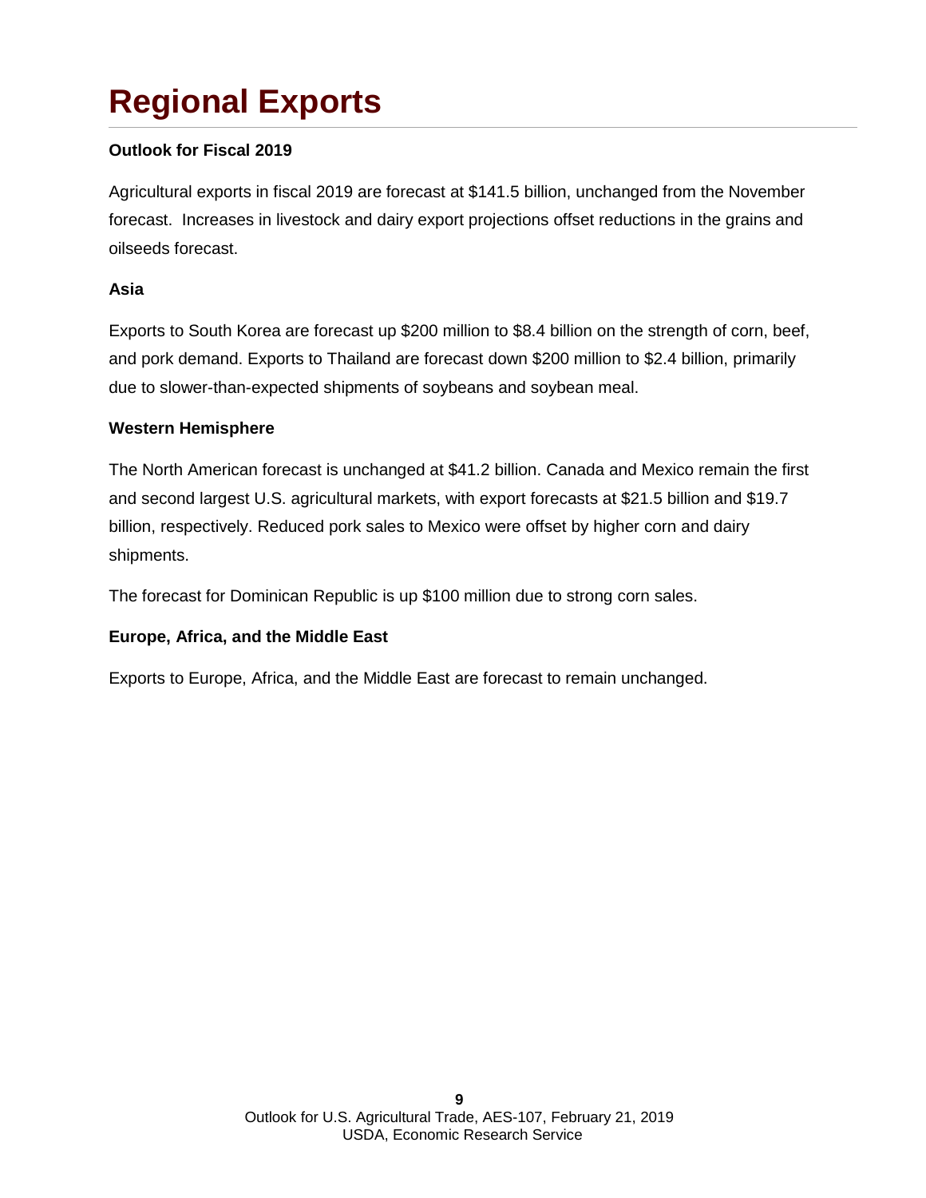# Regional Exports

**Outlook for Fiscal 2019**

Agricultural exports in fiscal 2019 are forecast at $141.5 billion, unchanged from the November forecast. Increases in livestock and dairy export projections offset reductions in the grains and oilseeds forecast.

**Asia**

Exports to South Korea are forecast up $200 million to $8.4 billion on the strength of corn, beef, and pork demand. Exports to Thailand are forecast down $200 million to $2.4 billion, primarily due to slower-than-expected shipments of soybeans and soybean meal.

**Western Hemisphere**

The North American forecast is unchanged at $41.2 billion. Canada and Mexico remain the first and second largest U.S. agricultural markets, with export forecasts at $21.5 billion and $19.7 billion, respectively. Reduced pork sales to Mexico were offset by higher corn and dairy shipments.

The forecast for Dominican Republic is up $100 million due to strong corn sales.

**Europe, Africa, and the Middle East**

Exports to Europe, Africa, and the Middle East are forecast to remain unchanged.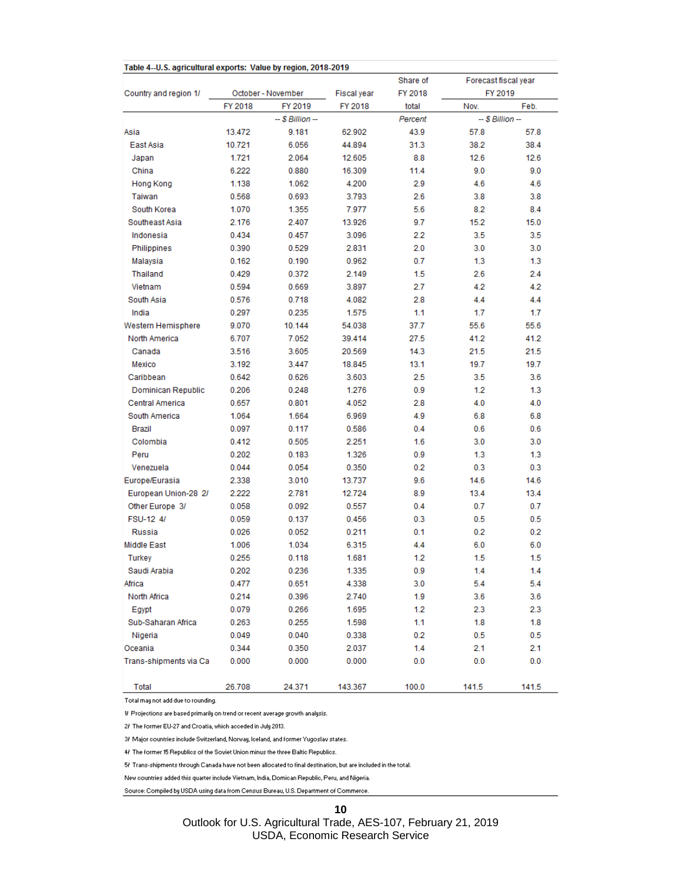Table 4--U.S. agricultural exports: Value by region, 2018-2019

| Country and region 1/ | October - November | | Fiscal year | Share of FY 2018 | Forecast fiscal year FY 2019 | |
|---|---|---|---|---|---|---|
| | FY 2018 | FY 2019 | FY 2018 | total | Nov. | Feb. |
| | -- $ Billion -- | | | Percent | -- $ Billion -- | |
| Asia | 13.472 | 9.181 | 62.902 | 43.9 | 57.8 | 57.8 |
| East Asia | 10.721 | 6.056 | 44.894 | 31.3 | 38.2 | 38.4 |
| Japan | 1.721 | 2.064 | 12.605 | 8.8 | 12.6 | 12.6 |
| China | 6.222 | 0.880 | 16.309 | 11.4 | 9.0 | 9.0 |
| Hong Kong | 1.138 | 1.062 | 4.200 | 2.9 | 4.6 | 4.6 |
| Taiwan | 0.568 | 0.693 | 3.793 | 2.6 | 3.8 | 3.8 |
| South Korea | 1.070 | 1.355 | 7.977 | 5.6 | 8.2 | 8.4 |
| Southeast Asia | 2.176 | 2.407 | 13.926 | 9.7 | 15.2 | 15.0 |
| Indonesia | 0.434 | 0.457 | 3.096 | 2.2 | 3.5 | 3.5 |
| Philippines | 0.390 | 0.529 | 2.831 | 2.0 | 3.0 | 3.0 |
| Malaysia | 0.162 | 0.190 | 0.962 | 0.7 | 1.3 | 1.3 |
| Thailand | 0.429 | 0.372 | 2.149 | 1.5 | 2.6 | 2.4 |
| Vietnam | 0.594 | 0.669 | 3.897 | 2.7 | 4.2 | 4.2 |
| South Asia | 0.576 | 0.718 | 4.082 | 2.8 | 4.4 | 4.4 |
| India | 0.297 | 0.235 | 1.575 | 1.1 | 1.7 | 1.7 |
| Western Hemisphere | 9.070 | 10.144 | 54.038 | 37.7 | 55.6 | 55.6 |
| North America | 6.707 | 7.052 | 39.414 | 27.5 | 41.2 | 41.2 |
| Canada | 3.516 | 3.605 | 20.569 | 14.3 | 21.5 | 21.5 |
| Mexico | 3.192 | 3.447 | 18.845 | 13.1 | 19.7 | 19.7 |
| Caribbean | 0.642 | 0.626 | 3.603 | 2.5 | 3.5 | 3.6 |
| Dominican Republic | 0.206 | 0.248 | 1.276 | 0.9 | 1.2 | 1.3 |
| Central America | 0.657 | 0.801 | 4.052 | 2.8 | 4.0 | 4.0 |
| South America | 1.064 | 1.664 | 6.969 | 4.9 | 6.8 | 6.8 |
| Brazil | 0.097 | 0.117 | 0.586 | 0.4 | 0.6 | 0.6 |
| Colombia | 0.412 | 0.505 | 2.251 | 1.6 | 3.0 | 3.0 |
| Peru | 0.202 | 0.183 | 1.326 | 0.9 | 1.3 | 1.3 |
| Venezuela | 0.044 | 0.054 | 0.350 | 0.2 | 0.3 | 0.3 |
| Europe/Eurasia | 2.338 | 3.010 | 13.737 | 9.6 | 14.6 | 14.6 |
| European Union-28 2/ | 2.222 | 2.781 | 12.724 | 8.9 | 13.4 | 13.4 |
| Other Europe 3/ | 0.058 | 0.092 | 0.557 | 0.4 | 0.7 | 0.7 |
| FSU-12 4/ | 0.059 | 0.137 | 0.456 | 0.3 | 0.5 | 0.5 |
| Russia | 0.026 | 0.052 | 0.211 | 0.1 | 0.2 | 0.2 |
| Middle East | 1.006 | 1.034 | 6.315 | 4.4 | 6.0 | 6.0 |
| Turkey | 0.255 | 0.118 | 1.681 | 1.2 | 1.5 | 1.5 |
| Saudi Arabia | 0.202 | 0.236 | 1.335 | 0.9 | 1.4 | 1.4 |
| Africa | 0.477 | 0.651 | 4.338 | 3.0 | 5.4 | 5.4 |
| North Africa | 0.214 | 0.396 | 2.740 | 1.9 | 3.6 | 3.6 |
| Egypt | 0.079 | 0.266 | 1.695 | 1.2 | 2.3 | 2.3 |
| Sub-Saharan Africa | 0.263 | 0.255 | 1.598 | 1.1 | 1.8 | 1.8 |
| Nigeria | 0.049 | 0.040 | 0.338 | 0.2 | 0.5 | 0.5 |
| Oceania | 0.344 | 0.350 | 2.037 | 1.4 | 2.1 | 2.1 |
| Trans-shipments via Ca | 0.000 | 0.000 | 0.000 | 0.0 | 0.0 | 0.0 |
| Total | 26.708 | 24.371 | 143.367 | 100.0 | 141.5 | 141.5 |

Total may not add due to rounding.

1/ Projections are based primarily on trend or recent average growth analysis.

2/ The former EU-27 and Croatia, which acceded in July 2013.

3/ Major countries include Switzerland, Norway, Iceland, and former Yugoslav states.

4/ The former 15 Republics of the Soviet Union minus the three Baltic Republics.

5/ Trans-shipments through Canada have not been allocated to final destination, but are included in the total.

New countries added this quarter include Vietnam, India, Domican Republic, Peru, and Nigeria.

Source: Compiled by USDA using data from Census Bureau, U.S. Department of Commerce.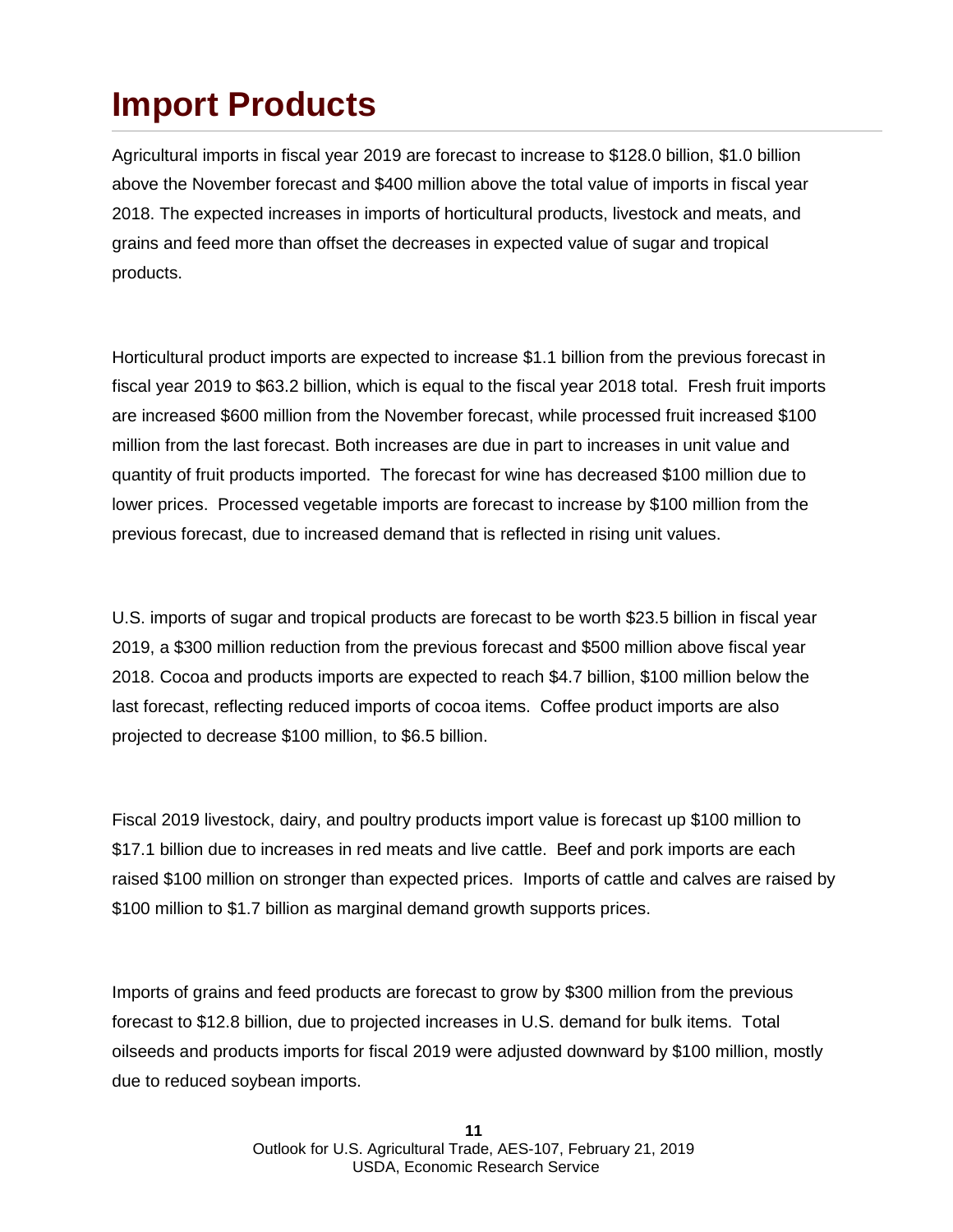# Import Products

Agricultural imports in fiscal year 2019 are forecast to increase to $128.0 billion, $1.0 billion above the November forecast and $400 million above the total value of imports in fiscal year 2018. The expected increases in imports of horticultural products, livestock and meats, and grains and feed more than offset the decreases in expected value of sugar and tropical products.

Horticultural product imports are expected to increase $1.1 billion from the previous forecast in fiscal year 2019 to $63.2 billion, which is equal to the fiscal year 2018 total. Fresh fruit imports are increased $600 million from the November forecast, while processed fruit increased $100 million from the last forecast. Both increases are due in part to increases in unit value and quantity of fruit products imported. The forecast for wine has decreased $100 million due to lower prices. Processed vegetable imports are forecast to increase by $100 million from the previous forecast, due to increased demand that is reflected in rising unit values.

U.S. imports of sugar and tropical products are forecast to be worth $23.5 billion in fiscal year 2019, a $300 million reduction from the previous forecast and $500 million above fiscal year 2018. Cocoa and products imports are expected to reach $4.7 billion, $100 million below the last forecast, reflecting reduced imports of cocoa items. Coffee product imports are also projected to decrease $100 million, to $6.5 billion.

Fiscal 2019 livestock, dairy, and poultry products import value is forecast up $100 million to $17.1 billion due to increases in red meats and live cattle. Beef and pork imports are each raised $100 million on stronger than expected prices. Imports of cattle and calves are raised by $100 million to $1.7 billion as marginal demand growth supports prices.

Imports of grains and feed products are forecast to grow by $300 million from the previous forecast to $12.8 billion, due to projected increases in U.S. demand for bulk items. Total oilseeds and products imports for fiscal 2019 were adjusted downward by $100 million, mostly due to reduced soybean imports.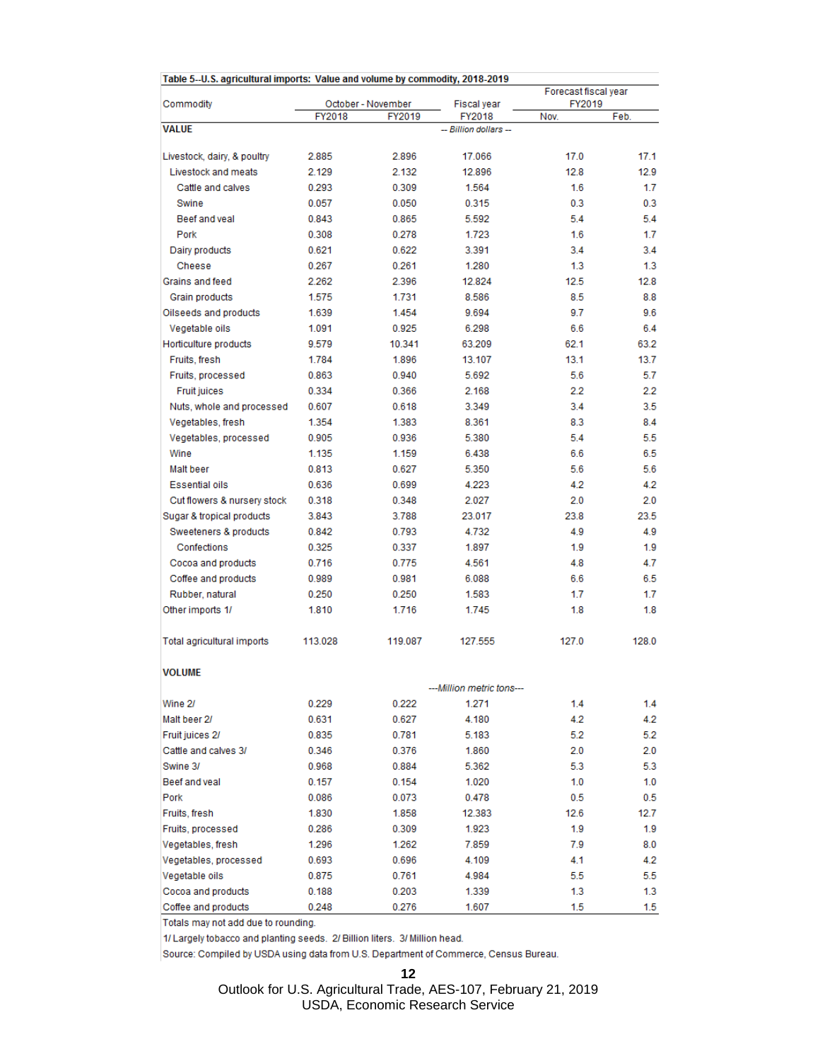Table 5--U.S. agricultural imports: Value and volume by commodity, 2018-2019

| Commodity | October - November | | Fiscal year | Forecast fiscal year FY2019 | |
|---|---|---|---|---|---|
| | FY2018 | FY2019 | FY2018 | Nov. | Feb. |
| **VALUE** | | | -- Billion dollars -- | | |
| Livestock, dairy, & poultry | 2.885 | 2.896 | 17.066 | 17.0 | 17.1 |
| Livestock and meats | 2.129 | 2.132 | 12.896 | 12.8 | 12.9 |
| Cattle and calves | 0.293 | 0.309 | 1.564 | 1.6 | 1.7 |
| Swine | 0.057 | 0.050 | 0.315 | 0.3 | 0.3 |
| Beef and veal | 0.843 | 0.865 | 5.592 | 5.4 | 5.4 |
| Pork | 0.308 | 0.278 | 1.723 | 1.6 | 1.7 |
| Dairy products | 0.621 | 0.622 | 3.391 | 3.4 | 3.4 |
| Cheese | 0.267 | 0.261 | 1.280 | 1.3 | 1.3 |
| Grains and feed | 2.262 | 2.396 | 12.824 | 12.5 | 12.8 |
| Grain products | 1.575 | 1.731 | 8.586 | 8.5 | 8.8 |
| Oilseeds and products | 1.639 | 1.454 | 9.694 | 9.7 | 9.6 |
| Vegetable oils | 1.091 | 0.925 | 6.298 | 6.6 | 6.4 |
| Horticulture products | 9.579 | 10.341 | 63.209 | 62.1 | 63.2 |
| Fruits, fresh | 1.784 | 1.896 | 13.107 | 13.1 | 13.7 |
| Fruits, processed | 0.863 | 0.940 | 5.692 | 5.6 | 5.7 |
| Fruit juices | 0.334 | 0.366 | 2.168 | 2.2 | 2.2 |
| Nuts, whole and processed | 0.607 | 0.618 | 3.349 | 3.4 | 3.5 |
| Vegetables, fresh | 1.354 | 1.383 | 8.361 | 8.3 | 8.4 |
| Vegetables, processed | 0.905 | 0.936 | 5.380 | 5.4 | 5.5 |
| Wine | 1.135 | 1.159 | 6.438 | 6.6 | 6.5 |
| Malt beer | 0.813 | 0.627 | 5.350 | 5.6 | 5.6 |
| Essential oils | 0.636 | 0.699 | 4.223 | 4.2 | 4.2 |
| Cut flowers & nursery stock | 0.318 | 0.348 | 2.027 | 2.0 | 2.0 |
| Sugar & tropical products | 3.843 | 3.788 | 23.017 | 23.8 | 23.5 |
| Sweeteners & products | 0.842 | 0.793 | 4.732 | 4.9 | 4.9 |
| Confections | 0.325 | 0.337 | 1.897 | 1.9 | 1.9 |
| Cocoa and products | 0.716 | 0.775 | 4.561 | 4.8 | 4.7 |
| Coffee and products | 0.989 | 0.981 | 6.088 | 6.6 | 6.5 |
| Rubber, natural | 0.250 | 0.250 | 1.583 | 1.7 | 1.7 |
| Other imports 1/ | 1.810 | 1.716 | 1.745 | 1.8 | 1.8 |
| Total agricultural imports | 113.028 | 119.087 | 127.555 | 127.0 | 128.0 |
| **VOLUME** | | | ---Million metric tons--- | | |
| Wine 2/ | 0.229 | 0.222 | 1.271 | 1.4 | 1.4 |
| Malt beer 2/ | 0.631 | 0.627 | 4.180 | 4.2 | 4.2 |
| Fruit juices 2/ | 0.835 | 0.781 | 5.183 | 5.2 | 5.2 |
| Cattle and calves 3/ | 0.346 | 0.376 | 1.860 | 2.0 | 2.0 |
| Swine 3/ | 0.968 | 0.884 | 5.362 | 5.3 | 5.3 |
| Beef and veal | 0.157 | 0.154 | 1.020 | 1.0 | 1.0 |
| Pork | 0.086 | 0.073 | 0.478 | 0.5 | 0.5 |
| Fruits, fresh | 1.830 | 1.858 | 12.383 | 12.6 | 12.7 |
| Fruits, processed | 0.286 | 0.309 | 1.923 | 1.9 | 1.9 |
| Vegetables, fresh | 1.296 | 1.262 | 7.859 | 7.9 | 8.0 |
| Vegetables, processed | 0.693 | 0.696 | 4.109 | 4.1 | 4.2 |
| Vegetable oils | 0.875 | 0.761 | 4.984 | 5.5 | 5.5 |
| Cocoa and products | 0.188 | 0.203 | 1.339 | 1.3 | 1.3 |
| Coffee and products | 0.248 | 0.276 | 1.607 | 1.5 | 1.5 |

Totals may not add due to rounding.

1/ Largely tobacco and planting seeds. 2/ Billion liters. 3/ Million head.

Source: Compiled by USDA using data from U.S. Department of Commerce, Census Bureau.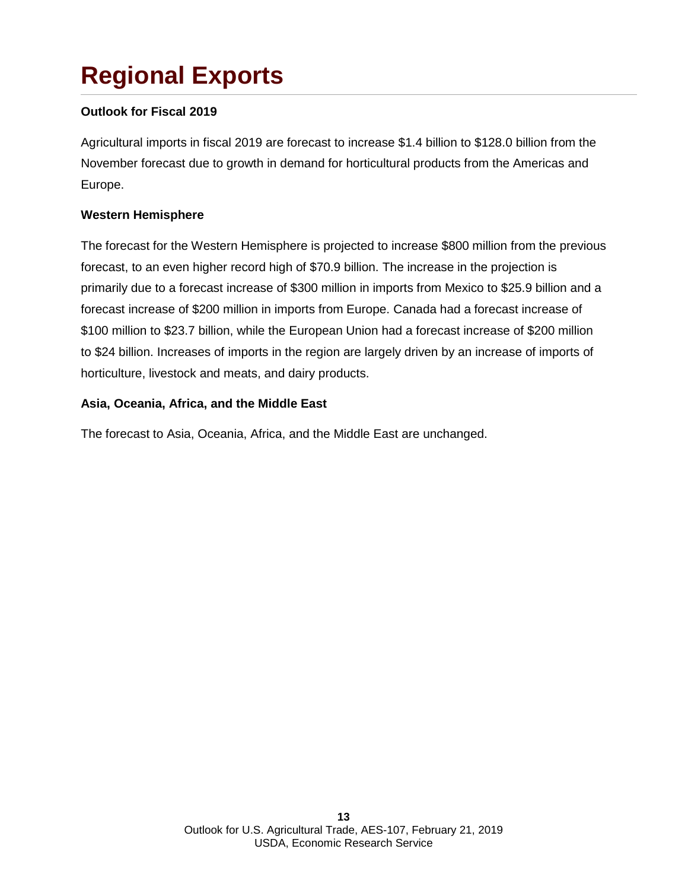# Regional Exports

**Outlook for Fiscal 2019**

Agricultural imports in fiscal 2019 are forecast to increase $1.4 billion to $128.0 billion from the November forecast due to growth in demand for horticultural products from the Americas and Europe.

**Western Hemisphere**

The forecast for the Western Hemisphere is projected to increase $800 million from the previous forecast, to an even higher record high of $70.9 billion. The increase in the projection is primarily due to a forecast increase of $300 million in imports from Mexico to $25.9 billion and a forecast increase of $200 million in imports from Europe. Canada had a forecast increase of $100 million to $23.7 billion, while the European Union had a forecast increase of $200 million to $24 billion. Increases of imports in the region are largely driven by an increase of imports of horticulture, livestock and meats, and dairy products.

**Asia, Oceania, Africa, and the Middle East**

The forecast to Asia, Oceania, Africa, and the Middle East are unchanged.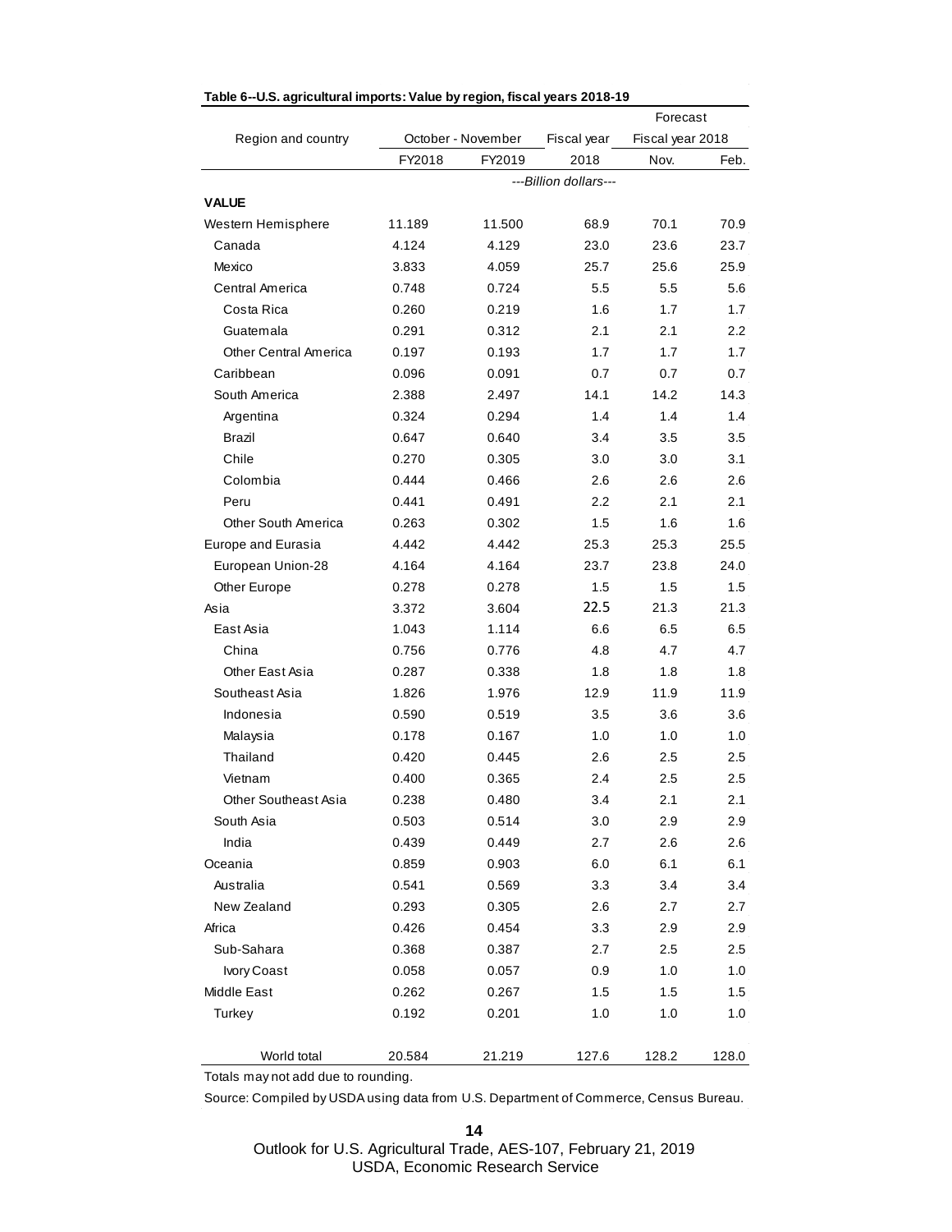**Table 6--U.S. agricultural imports: Value by region, fiscal years 2018-19**

| Region and country | October - November | | Fiscal year | Forecast Fiscal year 2018 | |
|---|---|---|---|---|---|
| | FY2018 | FY2019 | 2018 | Nov. | Feb. |
| | ---Billion dollars--- | | | | |
| **VALUE** | | | | | |
| Western Hemisphere | 11.189 | 11.500 | 68.9 | 70.1 | 70.9 |
| Canada | 4.124 | 4.129 | 23.0 | 23.6 | 23.7 |
| Mexico | 3.833 | 4.059 | 25.7 | 25.6 | 25.9 |
| Central America | 0.748 | 0.724 | 5.5 | 5.5 | 5.6 |
| Costa Rica | 0.260 | 0.219 | 1.6 | 1.7 | 1.7 |
| Guatemala | 0.291 | 0.312 | 2.1 | 2.1 | 2.2 |
| Other Central America | 0.197 | 0.193 | 1.7 | 1.7 | 1.7 |
| Caribbean | 0.096 | 0.091 | 0.7 | 0.7 | 0.7 |
| South America | 2.388 | 2.497 | 14.1 | 14.2 | 14.3 |
| Argentina | 0.324 | 0.294 | 1.4 | 1.4 | 1.4 |
| Brazil | 0.647 | 0.640 | 3.4 | 3.5 | 3.5 |
| Chile | 0.270 | 0.305 | 3.0 | 3.0 | 3.1 |
| Colombia | 0.444 | 0.466 | 2.6 | 2.6 | 2.6 |
| Peru | 0.441 | 0.491 | 2.2 | 2.1 | 2.1 |
| Other South America | 0.263 | 0.302 | 1.5 | 1.6 | 1.6 |
| Europe and Eurasia | 4.442 | 4.442 | 25.3 | 25.3 | 25.5 |
| European Union-28 | 4.164 | 4.164 | 23.7 | 23.8 | 24.0 |
| Other Europe | 0.278 | 0.278 | 1.5 | 1.5 | 1.5 |
| Asia | 3.372 | 3.604 | 22.5 | 21.3 | 21.3 |
| East Asia | 1.043 | 1.114 | 6.6 | 6.5 | 6.5 |
| China | 0.756 | 0.776 | 4.8 | 4.7 | 4.7 |
| Other East Asia | 0.287 | 0.338 | 1.8 | 1.8 | 1.8 |
| Southeast Asia | 1.826 | 1.976 | 12.9 | 11.9 | 11.9 |
| Indonesia | 0.590 | 0.519 | 3.5 | 3.6 | 3.6 |
| Malaysia | 0.178 | 0.167 | 1.0 | 1.0 | 1.0 |
| Thailand | 0.420 | 0.445 | 2.6 | 2.5 | 2.5 |
| Vietnam | 0.400 | 0.365 | 2.4 | 2.5 | 2.5 |
| Other Southeast Asia | 0.238 | 0.480 | 3.4 | 2.1 | 2.1 |
| South Asia | 0.503 | 0.514 | 3.0 | 2.9 | 2.9 |
| India | 0.439 | 0.449 | 2.7 | 2.6 | 2.6 |
| Oceania | 0.859 | 0.903 | 6.0 | 6.1 | 6.1 |
| Australia | 0.541 | 0.569 | 3.3 | 3.4 | 3.4 |
| New Zealand | 0.293 | 0.305 | 2.6 | 2.7 | 2.7 |
| Africa | 0.426 | 0.454 | 3.3 | 2.9 | 2.9 |
| Sub-Sahara | 0.368 | 0.387 | 2.7 | 2.5 | 2.5 |
| Ivory Coast | 0.058 | 0.057 | 0.9 | 1.0 | 1.0 |
| Middle East | 0.262 | 0.267 | 1.5 | 1.5 | 1.5 |
| Turkey | 0.192 | 0.201 | 1.0 | 1.0 | 1.0 |
| World total | 20.584 | 21.219 | 127.6 | 128.2 | 128.0 |

Totals may not add due to rounding.

Source: Compiled by USDA using data from U.S. Department of Commerce, Census Bureau.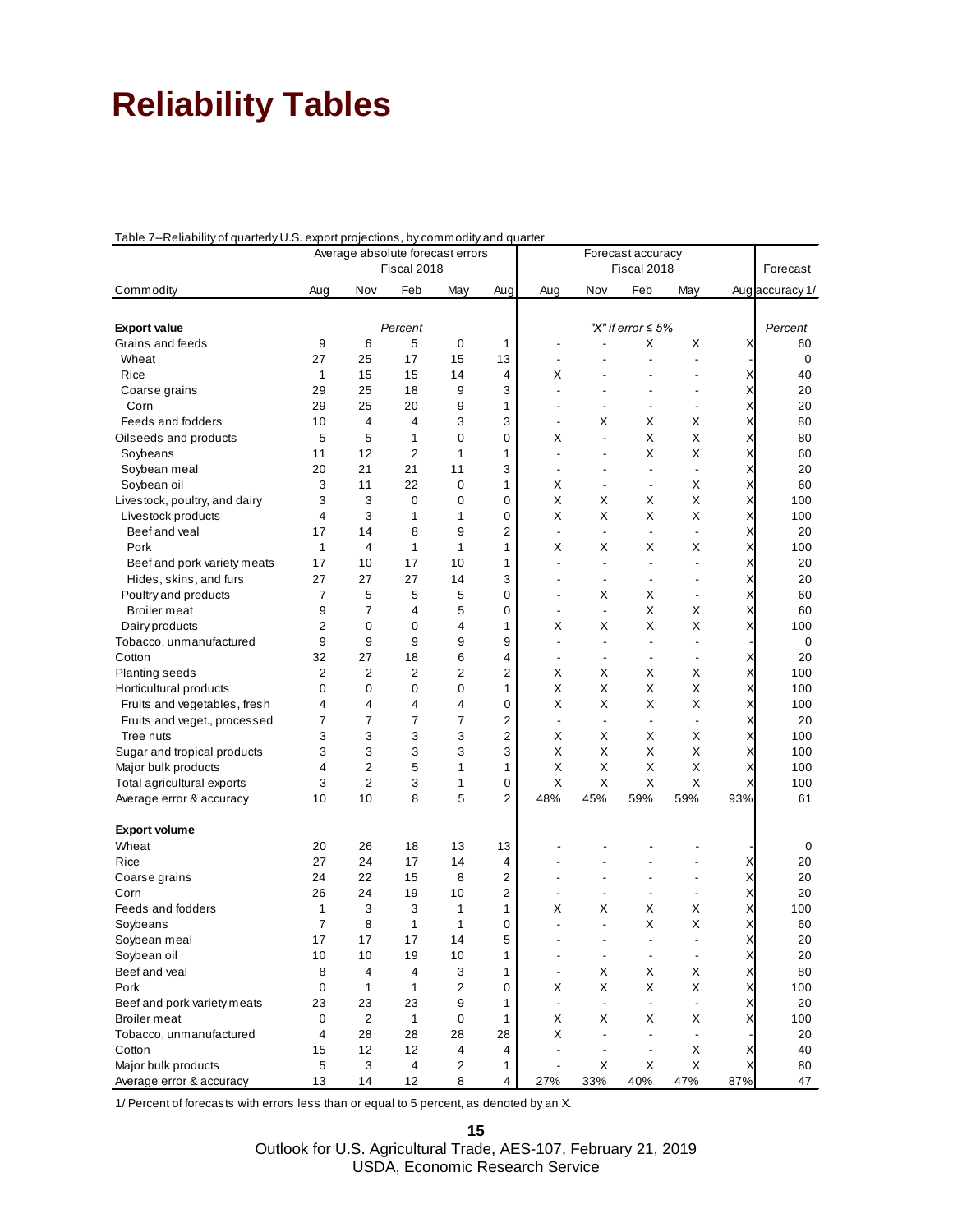# Reliability Tables

Table 7--Reliability of quarterly U.S. export projections, by commodity and quarter

| Commodity | Average absolute forecast errors Fiscal 2018 | | | | | Forecast accuracy Fiscal 2018 | | | | | Forecast |
|---|---|---|---|---|---|---|---|---|---|---|---|
| | Aug | Nov | Feb | May | Aug | Aug | Nov | Feb | May | Aug | accuracy 1/ |
| **Export value** | | | *Percent* | | | | | *"X" if error ≤ 5%* | | | *Percent* |
| Grains and feeds | 9 | 6 | 5 | 0 | 1 | - | - | X | X | X | 60 |
| Wheat | 27 | 25 | 17 | 15 | 13 | - | - | - | - | - | 0 |
| Rice | 1 | 15 | 15 | 14 | 4 | X | - | - | - | X | 40 |
| Coarse grains | 29 | 25 | 18 | 9 | 3 | - | - | - | - | X | 20 |
| Corn | 29 | 25 | 20 | 9 | 1 | - | - | - | - | X | 20 |
| Feeds and fodders | 10 | 4 | 4 | 3 | 3 | - | X | X | X | X | 80 |
| Oilseeds and products | 5 | 5 | 1 | 0 | 0 | X | - | X | X | X | 80 |
| Soybeans | 11 | 12 | 2 | 1 | 1 | - | - | X | X | X | 60 |
| Soybean meal | 20 | 21 | 21 | 11 | 3 | - | - | - | - | X | 20 |
| Soybean oil | 3 | 11 | 22 | 0 | 1 | X | - | - | X | X | 60 |
| Livestock, poultry, and dairy | 3 | 3 | 0 | 0 | 0 | X | X | X | X | X | 100 |
| Livestock products | 4 | 3 | 1 | 1 | 0 | X | X | X | X | X | 100 |
| Beef and veal | 17 | 14 | 8 | 9 | 2 | - | - | - | - | X | 20 |
| Pork | 1 | 4 | 1 | 1 | 1 | X | X | X | X | X | 100 |
| Beef and pork variety meats | 17 | 10 | 17 | 10 | 1 | - | - | - | - | X | 20 |
| Hides, skins, and furs | 27 | 27 | 27 | 14 | 3 | - | - | - | - | X | 20 |
| Poultry and products | 7 | 5 | 5 | 5 | 0 | - | X | X | - | X | 60 |
| Broiler meat | 9 | 7 | 4 | 5 | 0 | - | - | X | X | X | 60 |
| Dairy products | 2 | 0 | 0 | 4 | 1 | X | X | X | X | X | 100 |
| Tobacco, unmanufactured | 9 | 9 | 9 | 9 | 9 | - | - | - | - | - | 0 |
| Cotton | 32 | 27 | 18 | 6 | 4 | - | - | - | - | X | 20 |
| Planting seeds | 2 | 2 | 2 | 2 | 2 | X | X | X | X | X | 100 |
| Horticultural products | 0 | 0 | 0 | 0 | 1 | X | X | X | X | X | 100 |
| Fruits and vegetables, fresh | 4 | 4 | 4 | 4 | 0 | X | X | X | X | X | 100 |
| Fruits and veget., processed | 7 | 7 | 7 | 7 | 2 | - | - | - | - | X | 20 |
| Tree nuts | 3 | 3 | 3 | 3 | 2 | X | X | X | X | X | 100 |
| Sugar and tropical products | 3 | 3 | 3 | 3 | 3 | X | X | X | X | X | 100 |
| Major bulk products | 4 | 2 | 5 | 1 | 1 | X | X | X | X | X | 100 |
| Total agricultural exports | 3 | 2 | 3 | 1 | 0 | X | X | X | X | X | 100 |
| Average error & accuracy | 10 | 10 | 8 | 5 | 2 | 48% | 45% | 59% | 59% | 93% | 61 |
| **Export volume** | | | | | | | | | | | |
| Wheat | 20 | 26 | 18 | 13 | 13 | - | - | - | - | - | 0 |
| Rice | 27 | 24 | 17 | 14 | 4 | - | - | - | - | X | 20 |
| Coarse grains | 24 | 22 | 15 | 8 | 2 | - | - | - | - | X | 20 |
| Corn | 26 | 24 | 19 | 10 | 2 | - | - | - | - | X | 20 |
| Feeds and fodders | 1 | 3 | 3 | 1 | 1 | X | X | X | X | X | 100 |
| Soybeans | 7 | 8 | 1 | 1 | 0 | - | - | X | X | X | 60 |
| Soybean meal | 17 | 17 | 17 | 14 | 5 | - | - | - | - | X | 20 |
| Soybean oil | 10 | 10 | 19 | 10 | 1 | - | - | - | - | X | 20 |
| Beef and veal | 8 | 4 | 4 | 3 | 1 | - | X | X | X | X | 80 |
| Pork | 0 | 1 | 1 | 2 | 0 | X | X | X | X | X | 100 |
| Beef and pork variety meats | 23 | 23 | 23 | 9 | 1 | - | - | - | - | X | 20 |
| Broiler meat | 0 | 2 | 1 | 0 | 1 | X | X | X | X | X | 100 |
| Tobacco, unmanufactured | 4 | 28 | 28 | 28 | 28 | X | - | - | - | - | 20 |
| Cotton | 15 | 12 | 12 | 4 | 4 | - | - | - | X | X | 40 |
| Major bulk products | 5 | 3 | 4 | 2 | 1 | - | X | X | X | X | 80 |
| Average error & accuracy | 13 | 14 | 12 | 8 | 4 | 27% | 33% | 40% | 47% | 87% | 47 |

1/ Percent of forecasts with errors less than or equal to 5 percent, as denoted by an X.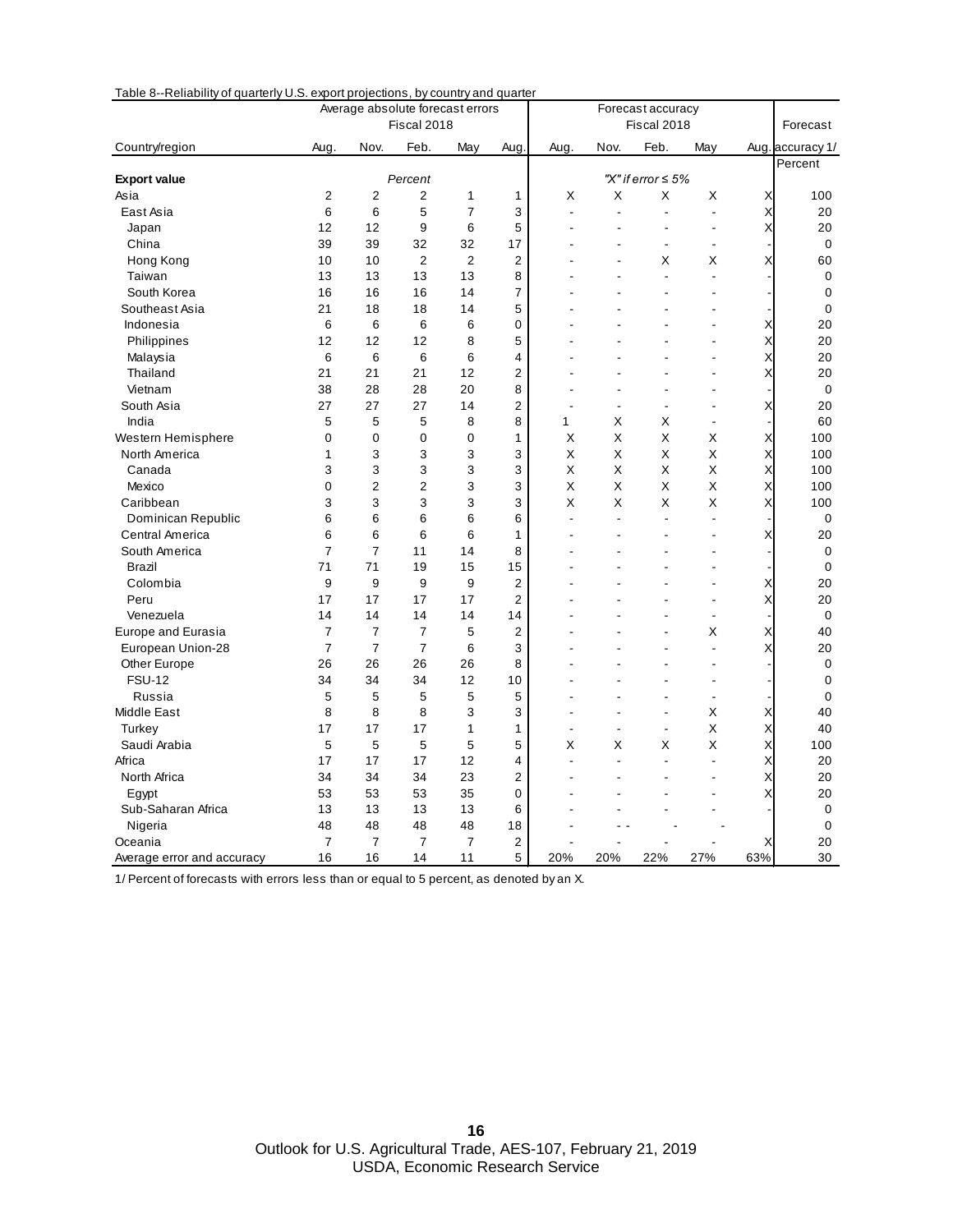Table 8--Reliability of quarterly U.S. export projections, by country and quarter

| Country/region | Average absolute forecast errors Fiscal 2018 | | | | | Forecast accuracy Fiscal 2018 | | | | | Forecast accuracy 1/ |
|---|---|---|---|---|---|---|---|---|---|---|---|
| | Aug. | Nov. | Feb. | May | Aug. | Aug. | Nov. | Feb. | May | Aug. | |
| **Export value** | | | *Percent* | | | | | *"X" if error ≤ 5%* | | | Percent |
| Asia | 2 | 2 | 2 | 1 | 1 | X | X | X | X | X | 100 |
| East Asia | 6 | 6 | 5 | 7 | 3 | - | - | - | - | X | 20 |
| Japan | 12 | 12 | 9 | 6 | 5 | - | - | - | - | X | 20 |
| China | 39 | 39 | 32 | 32 | 17 | - | - | - | - | - | 0 |
| Hong Kong | 10 | 10 | 2 | 2 | 2 | - | - | X | X | X | 60 |
| Taiwan | 13 | 13 | 13 | 13 | 8 | - | - | - | - | - | 0 |
| South Korea | 16 | 16 | 16 | 14 | 7 | - | - | - | - | - | 0 |
| Southeast Asia | 21 | 18 | 18 | 14 | 5 | - | - | - | - | - | 0 |
| Indonesia | 6 | 6 | 6 | 6 | 0 | - | - | - | - | X | 20 |
| Philippines | 12 | 12 | 12 | 8 | 5 | - | - | - | - | X | 20 |
| Malaysia | 6 | 6 | 6 | 6 | 4 | - | - | - | - | X | 20 |
| Thailand | 21 | 21 | 21 | 12 | 2 | - | - | - | - | X | 20 |
| Vietnam | 38 | 28 | 28 | 20 | 8 | - | - | - | - | - | 0 |
| South Asia | 27 | 27 | 27 | 14 | 2 | - | - | - | - | X | 20 |
| India | 5 | 5 | 5 | 8 | 8 | 1 | X | X | - | - | 60 |
| Western Hemisphere | 0 | 0 | 0 | 0 | 1 | X | X | X | X | X | 100 |
| North America | 1 | 3 | 3 | 3 | 3 | X | X | X | X | X | 100 |
| Canada | 3 | 3 | 3 | 3 | 3 | X | X | X | X | X | 100 |
| Mexico | 0 | 2 | 2 | 3 | 3 | X | X | X | X | X | 100 |
| Caribbean | 3 | 3 | 3 | 3 | 3 | X | X | X | X | X | 100 |
| Dominican Republic | 6 | 6 | 6 | 6 | 6 | - | - | - | - | - | 0 |
| Central America | 6 | 6 | 6 | 6 | 1 | - | - | - | - | X | 20 |
| South America | 7 | 7 | 11 | 14 | 8 | - | - | - | - | - | 0 |
| Brazil | 71 | 71 | 19 | 15 | 15 | - | - | - | - | - | 0 |
| Colombia | 9 | 9 | 9 | 9 | 2 | - | - | - | - | X | 20 |
| Peru | 17 | 17 | 17 | 17 | 2 | - | - | - | - | X | 20 |
| Venezuela | 14 | 14 | 14 | 14 | 14 | - | - | - | - | - | 0 |
| Europe and Eurasia | 7 | 7 | 7 | 5 | 2 | - | - | - | X | X | 40 |
| European Union-28 | 7 | 7 | 7 | 6 | 3 | - | - | - | - | X | 20 |
| Other Europe | 26 | 26 | 26 | 26 | 8 | - | - | - | - | - | 0 |
| FSU-12 | 34 | 34 | 34 | 12 | 10 | - | - | - | - | - | 0 |
| Russia | 5 | 5 | 5 | 5 | 5 | - | - | - | - | - | 0 |
| Middle East | 8 | 8 | 8 | 3 | 3 | - | - | - | X | X | 40 |
| Turkey | 17 | 17 | 17 | 1 | 1 | - | - | - | X | X | 40 |
| Saudi Arabia | 5 | 5 | 5 | 5 | 5 | X | X | X | X | X | 100 |
| Africa | 17 | 17 | 17 | 12 | 4 | - | - | - | - | X | 20 |
| North Africa | 34 | 34 | 34 | 23 | 2 | - | - | - | - | X | 20 |
| Egypt | 53 | 53 | 53 | 35 | 0 | - | - | - | - | X | 20 |
| Sub-Saharan Africa | 13 | 13 | 13 | 13 | 6 | - | - | - | - | - | 0 |
| Nigeria | 48 | 48 | 48 | 48 | 18 | - | - - | - | - | | 0 |
| Oceania | 7 | 7 | 7 | 7 | 2 | - | - | - | - | X | 20 |
| Average error and accuracy | 16 | 16 | 14 | 11 | 5 | 20% | 20% | 22% | 27% | 63% | 30 |

1/ Percent of forecasts with errors less than or equal to 5 percent, as denoted by an X.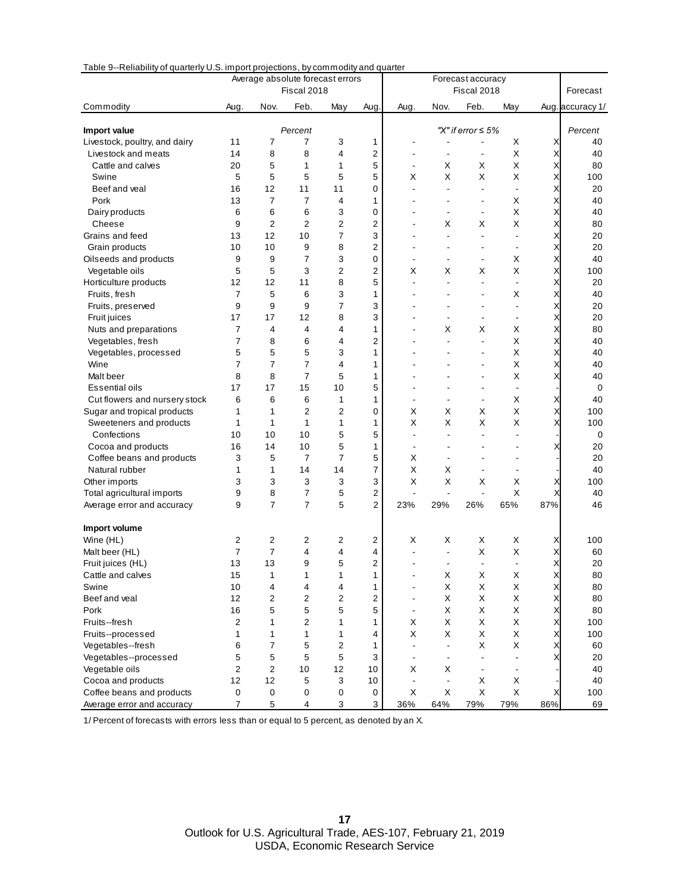Table 9--Reliability of quarterly U.S. import projections, by commodity and quarter

| Commodity | Average absolute forecast errors | | | | | Forecast accuracy | | | | | Forecast |
|---|---|---|---|---|---|---|---|---|---|---|---|
| | Fiscal 2018 | | | | | Fiscal 2018 | | | | | |
| | Aug. | Nov. | Feb. | May | Aug. | Aug. | Nov. | Feb. | May | Aug. | accuracy 1/ |
| **Import value** | *Percent* | | | | | *"X" if error ≤ 5%* | | | | | *Percent* |
| Livestock, poultry, and dairy | 11 | 7 | 7 | 3 | 1 | - | - | - | X | X | 40 |
| Livestock and meats | 14 | 8 | 8 | 4 | 2 | - | - | - | X | X | 40 |
| Cattle and calves | 20 | 5 | 1 | 1 | 5 | - | X | X | X | X | 80 |
| Swine | 5 | 5 | 5 | 5 | 5 | X | X | X | X | X | 100 |
| Beef and veal | 16 | 12 | 11 | 11 | 0 | - | - | - | - | X | 20 |
| Pork | 13 | 7 | 7 | 4 | 1 | - | - | - | X | X | 40 |
| Dairy products | 6 | 6 | 6 | 3 | 0 | - | - | - | X | X | 40 |
| Cheese | 9 | 2 | 2 | 2 | 2 | - | X | X | X | X | 80 |
| Grains and feed | 13 | 12 | 10 | 7 | 3 | - | - | - | - | X | 20 |
| Grain products | 10 | 10 | 9 | 8 | 2 | - | - | - | - | X | 20 |
| Oilseeds and products | 9 | 9 | 7 | 3 | 0 | - | - | - | X | X | 40 |
| Vegetable oils | 5 | 5 | 3 | 2 | 2 | X | X | X | X | X | 100 |
| Horticulture products | 12 | 12 | 11 | 8 | 5 | - | - | - | - | X | 20 |
| Fruits, fresh | 7 | 5 | 6 | 3 | 1 | - | - | - | X | X | 40 |
| Fruits, preserved | 9 | 9 | 9 | 7 | 3 | - | - | - | - | X | 20 |
| Fruit juices | 17 | 17 | 12 | 8 | 3 | - | - | - | - | X | 20 |
| Nuts and preparations | 7 | 4 | 4 | 4 | 1 | - | X | X | X | X | 80 |
| Vegetables, fresh | 7 | 8 | 6 | 4 | 2 | - | - | - | X | X | 40 |
| Vegetables, processed | 5 | 5 | 5 | 3 | 1 | - | - | - | X | X | 40 |
| Wine | 7 | 7 | 7 | 4 | 1 | - | - | - | X | X | 40 |
| Malt beer | 8 | 8 | 7 | 5 | 1 | - | - | - | X | X | 40 |
| Essential oils | 17 | 17 | 15 | 10 | 5 | - | - | - | - | - | 0 |
| Cut flowers and nursery stock | 6 | 6 | 6 | 1 | 1 | - | - | - | X | X | 40 |
| Sugar and tropical products | 1 | 1 | 2 | 2 | 0 | X | X | X | X | X | 100 |
| Sweeteners and products | 1 | 1 | 1 | 1 | 1 | X | X | X | X | X | 100 |
| Confections | 10 | 10 | 10 | 5 | 5 | - | - | - | - | - | 0 |
| Cocoa and products | 16 | 14 | 10 | 5 | 1 | - | - | - | - | X | 20 |
| Coffee beans and products | 3 | 5 | 7 | 7 | 5 | X | - | - | - | - | 20 |
| Natural rubber | 1 | 1 | 14 | 14 | 7 | X | X | - | - | - | 40 |
| Other imports | 3 | 3 | 3 | 3 | 3 | X | X | X | X | X | 100 |
| Total agricultural imports | 9 | 8 | 7 | 5 | 2 | - | - | - | X | X | 40 |
| Average error and accuracy | 9 | 7 | 7 | 5 | 2 | 23% | 29% | 26% | 65% | 87% | 46 |
| **Import volume** | | | | | | | | | | | |
| Wine (HL) | 2 | 2 | 2 | 2 | 2 | X | X | X | X | X | 100 |
| Malt beer (HL) | 7 | 7 | 4 | 4 | 4 | - | - | X | X | X | 60 |
| Fruit juices (HL) | 13 | 13 | 9 | 5 | 2 | - | - | - | - | X | 20 |
| Cattle and calves | 15 | 1 | 1 | 1 | 1 | - | X | X | X | X | 80 |
| Swine | 10 | 4 | 4 | 4 | 1 | - | X | X | X | X | 80 |
| Beef and veal | 12 | 2 | 2 | 2 | 2 | - | X | X | X | X | 80 |
| Pork | 16 | 5 | 5 | 5 | 5 | - | X | X | X | X | 80 |
| Fruits--fresh | 2 | 1 | 2 | 1 | 1 | X | X | X | X | X | 100 |
| Fruits--processed | 1 | 1 | 1 | 1 | 4 | X | X | X | X | X | 100 |
| Vegetables--fresh | 6 | 7 | 5 | 2 | 1 | - | - | X | X | X | 60 |
| Vegetables--processed | 5 | 5 | 5 | 5 | 3 | - | - | - | - | X | 20 |
| Vegetable oils | 2 | 2 | 10 | 12 | 10 | X | X | - | - | - | 40 |
| Cocoa and products | 12 | 12 | 5 | 3 | 10 | - | - | X | X | - | 40 |
| Coffee beans and products | 0 | 0 | 0 | 0 | 0 | X | X | X | X | X | 100 |
| Average error and accuracy | 7 | 5 | 4 | 3 | 3 | 36% | 64% | 79% | 79% | 86% | 69 |

1/ Percent of forecasts with errors less than or equal to 5 percent, as denoted by an X.

Outlook for U.S. Agricultural Trade, AES-107, February 21, 2019
USDA, Economic Research Service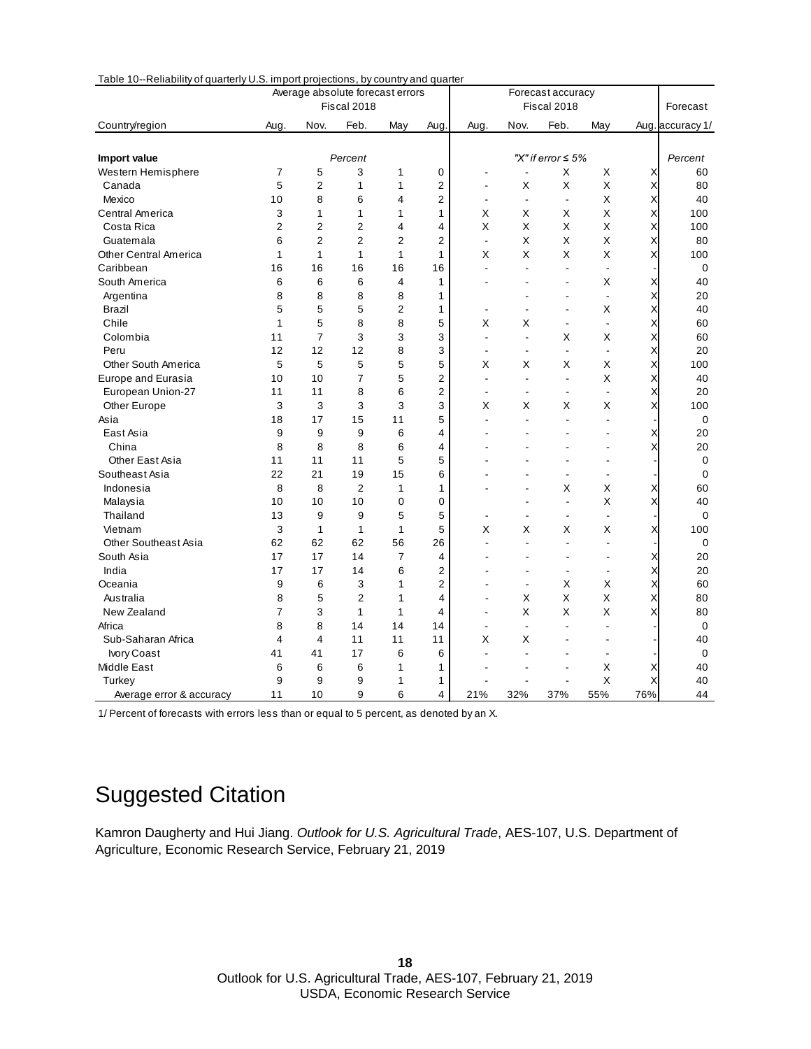Table 10--Reliability of quarterly U.S. import projections, by country and quarter

| Country/region | Average absolute forecast errors | | | | | Forecast accuracy | | | | | Forecast |
|---|---|---|---|---|---|---|---|---|---|---|---|
| | Fiscal 2018 | | | | | Fiscal 2018 | | | | | |
| | Aug. | Nov. | Feb. | May | Aug. | Aug. | Nov. | Feb. | May | Aug. | accuracy 1/ |
| **Import value** | | | *Percent* | | | | | *"X" if error ≤ 5%* | | | *Percent* |
| Western Hemisphere | 7 | 5 | 3 | 1 | 0 | - | - | X | X | X | 60 |
| Canada | 5 | 2 | 1 | 1 | 2 | - | X | X | X | X | 80 |
| Mexico | 10 | 8 | 6 | 4 | 2 | - | - | - | X | X | 40 |
| Central America | 3 | 1 | 1 | 1 | 1 | X | X | X | X | X | 100 |
| Costa Rica | 2 | 2 | 2 | 4 | 4 | X | X | X | X | X | 100 |
| Guatemala | 6 | 2 | 2 | 2 | 2 | - | X | X | X | X | 80 |
| Other Central America | 1 | 1 | 1 | 1 | 1 | X | X | X | X | X | 100 |
| Caribbean | 16 | 16 | 16 | 16 | 16 | - | - | - | - | - | 0 |
| South America | 6 | 6 | 6 | 4 | 1 | - | - | - | X | X | 40 |
| Argentina | 8 | 8 | 8 | 8 | 1 | | - | - | - | X | 20 |
| Brazil | 5 | 5 | 5 | 2 | 1 | - | - | - | X | X | 40 |
| Chile | 1 | 5 | 8 | 8 | 5 | X | X | - | - | X | 60 |
| Colombia | 11 | 7 | 3 | 3 | 3 | - | - | X | X | X | 60 |
| Peru | 12 | 12 | 12 | 8 | 3 | - | - | - | - | X | 20 |
| Other South America | 5 | 5 | 5 | 5 | 5 | X | X | X | X | X | 100 |
| Europe and Eurasia | 10 | 10 | 7 | 5 | 2 | - | - | - | X | X | 40 |
| European Union-27 | 11 | 11 | 8 | 6 | 2 | - | - | - | - | X | 20 |
| Other Europe | 3 | 3 | 3 | 3 | 3 | X | X | X | X | X | 100 |
| Asia | 18 | 17 | 15 | 11 | 5 | - | - | - | - | - | 0 |
| East Asia | 9 | 9 | 9 | 6 | 4 | - | - | - | - | X | 20 |
| China | 8 | 8 | 8 | 6 | 4 | - | - | - | - | X | 20 |
| Other East Asia | 11 | 11 | 11 | 5 | 5 | - | - | - | - | - | 0 |
| Southeast Asia | 22 | 21 | 19 | 15 | 6 | - | - | - | - | - | 0 |
| Indonesia | 8 | 8 | 2 | 1 | 1 | - | - | X | X | X | 60 |
| Malaysia | 10 | 10 | 10 | 0 | 0 | | - | - | X | X | 40 |
| Thailand | 13 | 9 | 9 | 5 | 5 | - | - | - | - | - | 0 |
| Vietnam | 3 | 1 | 1 | 1 | 5 | X | X | X | X | X | 100 |
| Other Southeast Asia | 62 | 62 | 62 | 56 | 26 | - | - | - | - | - | 0 |
| South Asia | 17 | 17 | 14 | 7 | 4 | - | - | - | - | X | 20 |
| India | 17 | 17 | 14 | 6 | 2 | - | - | - | - | X | 20 |
| Oceania | 9 | 6 | 3 | 1 | 2 | - | - | X | X | X | 60 |
| Australia | 8 | 5 | 2 | 1 | 4 | - | X | X | X | X | 80 |
| New Zealand | 7 | 3 | 1 | 1 | 4 | - | X | X | X | X | 80 |
| Africa | 8 | 8 | 14 | 14 | 14 | - | - | - | - | - | 0 |
| Sub-Saharan Africa | 4 | 4 | 11 | 11 | 11 | X | X | - | - | - | 40 |
| Ivory Coast | 41 | 41 | 17 | 6 | 6 | - | - | - | - | - | 0 |
| Middle East | 6 | 6 | 6 | 1 | 1 | - | - | - | X | X | 40 |
| Turkey | 9 | 9 | 9 | 1 | 1 | - | - | - | X | X | 40 |
| Average error & accuracy | 11 | 10 | 9 | 6 | 4 | 21% | 32% | 37% | 55% | 76% | 44 |

1/ Percent of forecasts with errors less than or equal to 5 percent, as denoted by an X.

# Suggested Citation

Kamron Daugherty and Hui Jiang. *Outlook for U.S. Agricultural Trade*, AES-107, U.S. Department of Agriculture, Economic Research Service, February 21, 2019